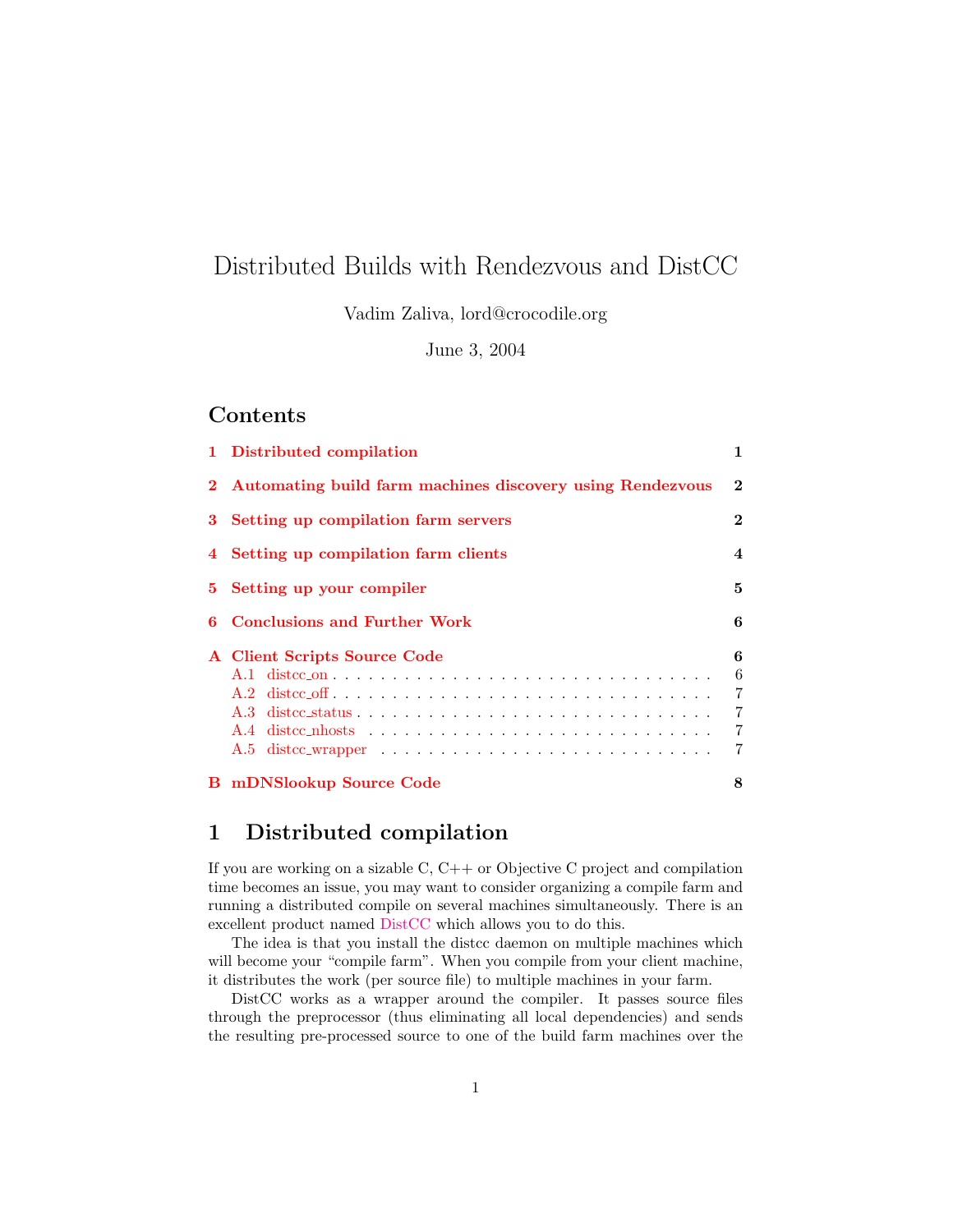# Distributed Builds with Rendezvous and DistCC

Vadim Zaliva, lord@crocodile.org

June 3, 2004

## Contents

| | | |
|---|---|---|
| **1** | **Distributed compilation** | **1** |
| **2** | **Automating build farm machines discovery using Rendezvous** | **2** |
| **3** | **Setting up compilation farm servers** | **2** |
| **4** | **Setting up compilation farm clients** | **4** |
| **5** | **Setting up your compiler** | **5** |
| **6** | **Conclusions and Further Work** | **6** |
| **A** | **Client Scripts Source Code** | **6** |
| A.1 | distcc_on | 6 |
| A.2 | distcc_off | 7 |
| A.3 | distcc_status | 7 |
| A.4 | distcc_nhosts | 7 |
| A.5 | distcc_wrapper | 7 |
| **B** | **mDNSlookup Source Code** | **8** |

## 1 Distributed compilation

If you are working on a sizable C, C++ or Objective C project and compilation time becomes an issue, you may want to consider organizing a compile farm and running a distributed compile on several machines simultaneously. There is an excellent product named DistCC which allows you to do this.

The idea is that you install the distcc daemon on multiple machines which will become your "compile farm". When you compile from your client machine, it distributes the work (per source file) to multiple machines in your farm.

DistCC works as a wrapper around the compiler. It passes source files through the preprocessor (thus eliminating all local dependencies) and sends the resulting pre-processed source to one of the build farm machines over the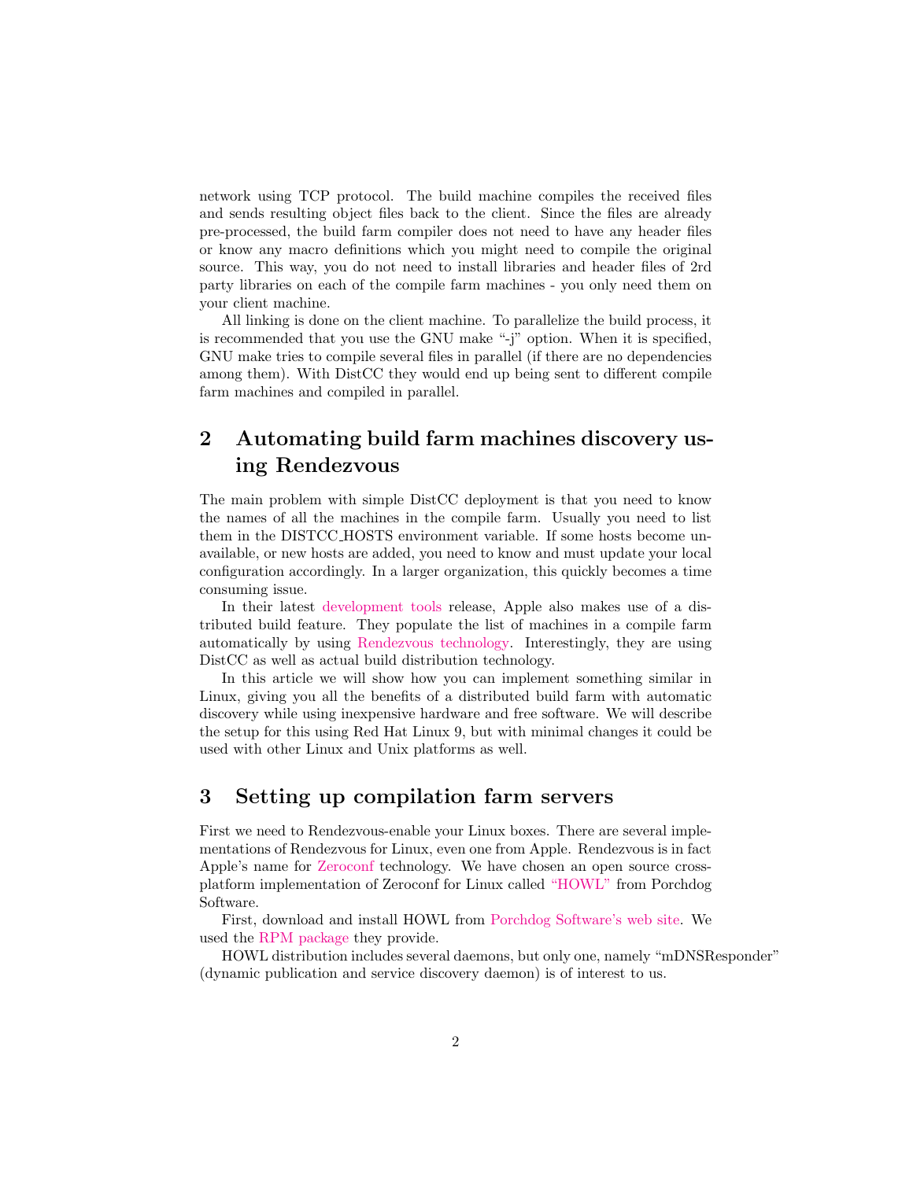network using TCP protocol. The build machine compiles the received files and sends resulting object files back to the client. Since the files are already pre-processed, the build farm compiler does not need to have any header files or know any macro definitions which you might need to compile the original source. This way, you do not need to install libraries and header files of 2rd party libraries on each of the compile farm machines - you only need them on your client machine.

All linking is done on the client machine. To parallelize the build process, it is recommended that you use the GNU make "-j" option. When it is specified, GNU make tries to compile several files in parallel (if there are no dependencies among them). With DistCC they would end up being sent to different compile farm machines and compiled in parallel.

## 2 Automating build farm machines discovery using Rendezvous

The main problem with simple DistCC deployment is that you need to know the names of all the machines in the compile farm. Usually you need to list them in the DISTCC_HOSTS environment variable. If some hosts become unavailable, or new hosts are added, you need to know and must update your local configuration accordingly. In a larger organization, this quickly becomes a time consuming issue.

In their latest development tools release, Apple also makes use of a distributed build feature. They populate the list of machines in a compile farm automatically by using Rendezvous technology. Interestingly, they are using DistCC as well as actual build distribution technology.

In this article we will show how you can implement something similar in Linux, giving you all the benefits of a distributed build farm with automatic discovery while using inexpensive hardware and free software. We will describe the setup for this using Red Hat Linux 9, but with minimal changes it could be used with other Linux and Unix platforms as well.

## 3 Setting up compilation farm servers

First we need to Rendezvous-enable your Linux boxes. There are several implementations of Rendezvous for Linux, even one from Apple. Rendezvous is in fact Apple's name for Zeroconf technology. We have chosen an open source cross-platform implementation of Zeroconf for Linux called "HOWL" from Porchdog Software.

First, download and install HOWL from Porchdog Software's web site. We used the RPM package they provide.

HOWL distribution includes several daemons, but only one, namely "mDNSResponder" (dynamic publication and service discovery daemon) is of interest to us.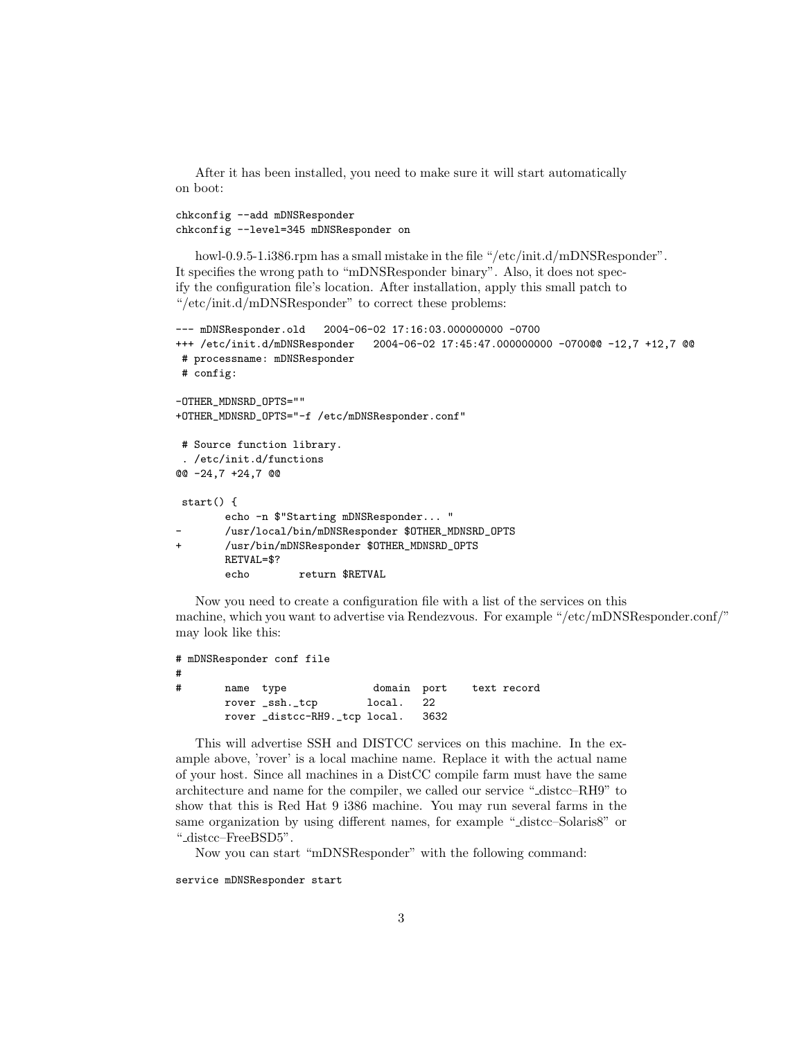After it has been installed, you need to make sure it will start automatically on boot:

```
chkconfig --add mDNSResponder
chkconfig --level=345 mDNSResponder on
```

howl-0.9.5-1.i386.rpm has a small mistake in the file "/etc/init.d/mDNSResponder". It specifies the wrong path to "mDNSResponder binary". Also, it does not specify the configuration file's location. After installation, apply this small patch to "/etc/init.d/mDNSResponder" to correct these problems:

```
--- mDNSResponder.old   2004-06-02 17:16:03.000000000 -0700
+++ /etc/init.d/mDNSResponder   2004-06-02 17:45:47.000000000 -0700@@ -12,7 +12,7 @@
 # processname: mDNSResponder
 # config:

-OTHER_MDNSRD_OPTS=""
+OTHER_MDNSRD_OPTS="-f /etc/mDNSResponder.conf"

 # Source function library.
 . /etc/init.d/functions
@@ -24,7 +24,7 @@

 start() {
        echo -n $"Starting mDNSResponder... "
-       /usr/local/bin/mDNSResponder $OTHER_MDNSRD_OPTS
+       /usr/bin/mDNSResponder $OTHER_MDNSRD_OPTS
        RETVAL=$?
        echo        return $RETVAL
```

Now you need to create a configuration file with a list of the services on this machine, which you want to advertise via Rendezvous. For example "/etc/mDNSResponder.conf/" may look like this:

```
# mDNSResponder conf file
#
#       name  type              domain  port    text record
        rover _ssh._tcp        local.   22
        rover _distcc-RH9._tcp local.   3632
```

This will advertise SSH and DISTCC services on this machine. In the example above, 'rover' is a local machine name. Replace it with the actual name of your host. Since all machines in a DistCC compile farm must have the same architecture and name for the compiler, we called our service "_distcc–RH9" to show that this is Red Hat 9 i386 machine. You may run several farms in the same organization by using different names, for example "_distcc–Solaris8" or "_distcc–FreeBSD5".

Now you can start "mDNSResponder" with the following command:

```
service mDNSResponder start
```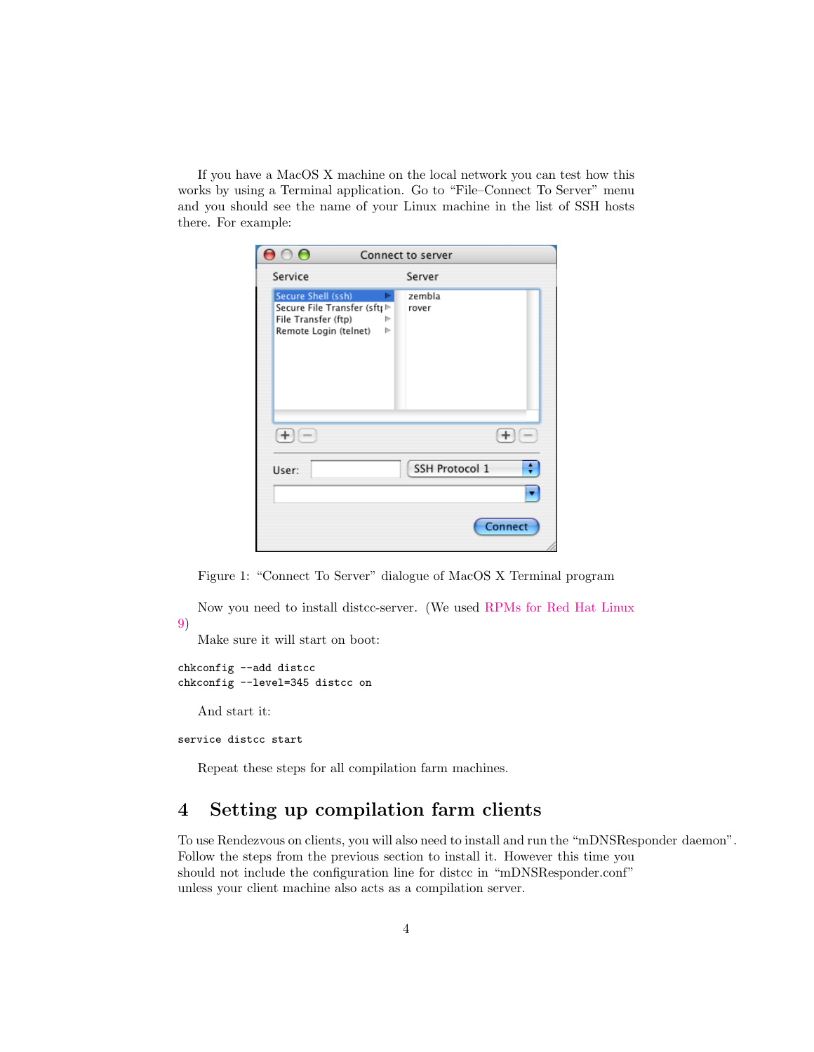If you have a MacOS X machine on the local network you can test how this works by using a Terminal application. Go to "File–Connect To Server" menu and you should see the name of your Linux machine in the list of SSH hosts there. For example:

Figure 1: "Connect To Server" dialogue of MacOS X Terminal program

Now you need to install distcc-server. (We used RPMs for Red Hat Linux 9)

Make sure it will start on boot:

```
chkconfig --add distcc
chkconfig --level=345 distcc on
```

And start it:

```
service distcc start
```

Repeat these steps for all compilation farm machines.

## 4 Setting up compilation farm clients

To use Rendezvous on clients, you will also need to install and run the "mDNSResponder daemon". Follow the steps from the previous section to install it. However this time you should not include the configuration line for distcc in "mDNSResponder.conf" unless your client machine also acts as a compilation server.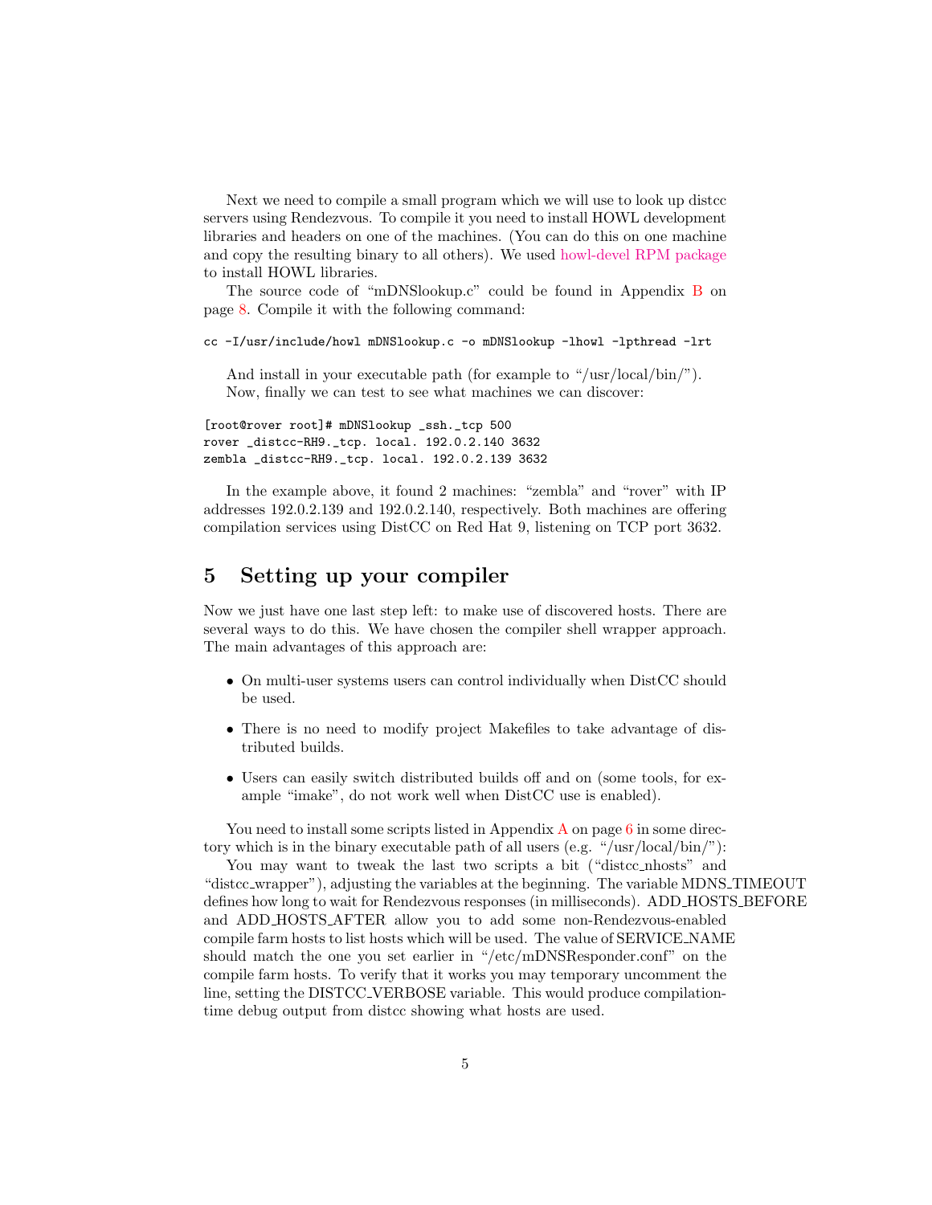Next we need to compile a small program which we will use to look up distcc servers using Rendezvous. To compile it you need to install HOWL development libraries and headers on one of the machines. (You can do this on one machine and copy the resulting binary to all others). We used howl-devel RPM package to install HOWL libraries.

The source code of "mDNSlookup.c" could be found in Appendix B on page 8. Compile it with the following command:

```
cc -I/usr/include/howl mDNSlookup.c -o mDNSlookup -lhowl -lpthread -lrt
```

And install in your executable path (for example to "/usr/local/bin/").

Now, finally we can test to see what machines we can discover:

```
[root@rover root]# mDNSlookup _ssh._tcp 500
rover _distcc-RH9._tcp. local. 192.0.2.140 3632
zembla _distcc-RH9._tcp. local. 192.0.2.139 3632
```

In the example above, it found 2 machines: "zembla" and "rover" with IP addresses 192.0.2.139 and 192.0.2.140, respectively. Both machines are offering compilation services using DistCC on Red Hat 9, listening on TCP port 3632.

# 5 Setting up your compiler

Now we just have one last step left: to make use of discovered hosts. There are several ways to do this. We have chosen the compiler shell wrapper approach. The main advantages of this approach are:

- On multi-user systems users can control individually when DistCC should be used.
- There is no need to modify project Makefiles to take advantage of distributed builds.
- Users can easily switch distributed builds off and on (some tools, for example "imake", do not work well when DistCC use is enabled).

You need to install some scripts listed in Appendix A on page 6 in some directory which is in the binary executable path of all users (e.g. "/usr/local/bin/"):

You may want to tweak the last two scripts a bit ("distcc_nhosts" and "distcc_wrapper"), adjusting the variables at the beginning. The variable MDNS_TIMEOUT defines how long to wait for Rendezvous responses (in milliseconds). ADD_HOSTS_BEFORE and ADD_HOSTS_AFTER allow you to add some non-Rendezvous-enabled compile farm hosts to list hosts which will be used. The value of SERVICE_NAME should match the one you set earlier in "/etc/mDNSResponder.conf" on the compile farm hosts. To verify that it works you may temporary uncomment the line, setting the DISTCC_VERBOSE variable. This would produce compilation-time debug output from distcc showing what hosts are used.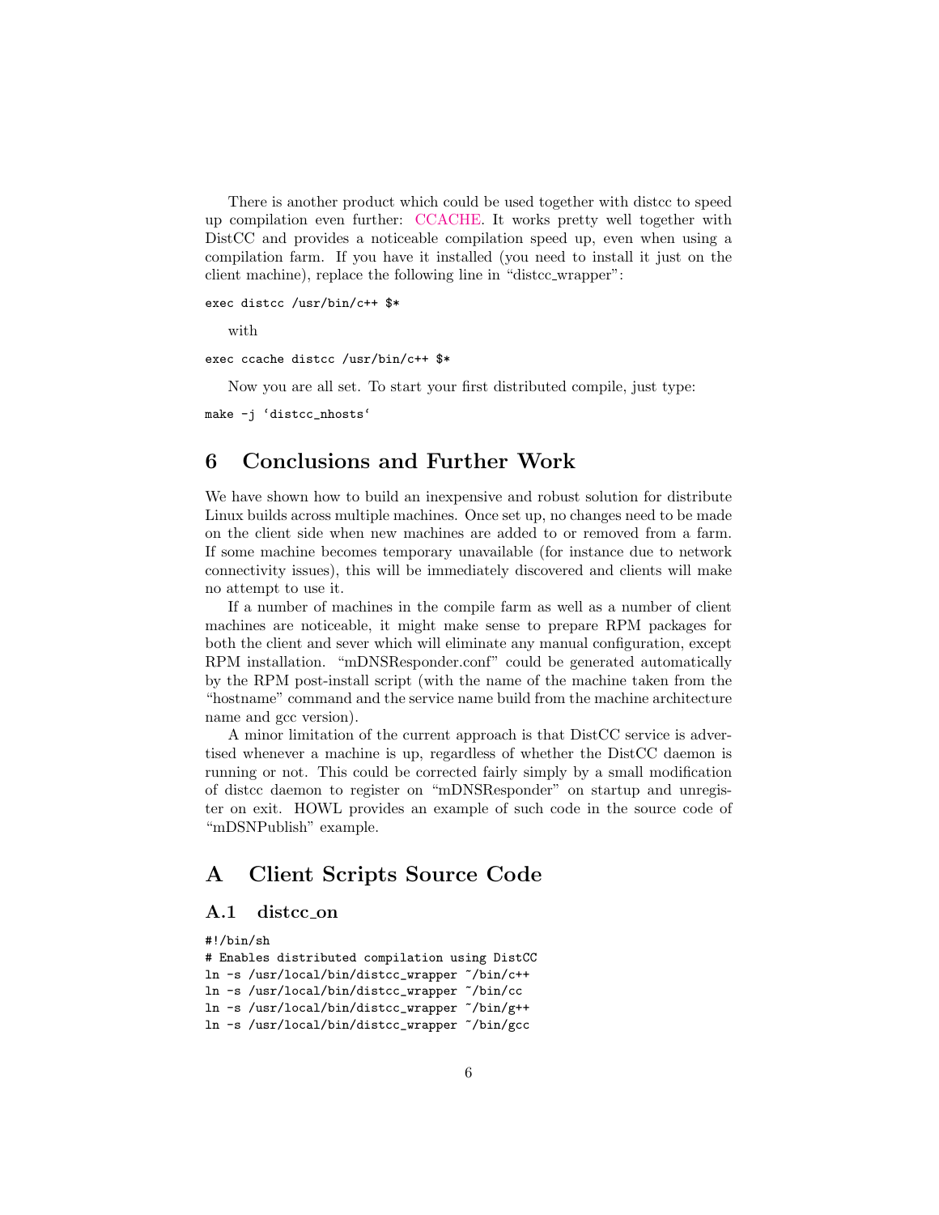There is another product which could be used together with distcc to speed up compilation even further: CCACHE. It works pretty well together with DistCC and provides a noticeable compilation speed up, even when using a compilation farm. If you have it installed (you need to install it just on the client machine), replace the following line in "distcc_wrapper":

```
exec distcc /usr/bin/c++ $*
```

with

```
exec ccache distcc /usr/bin/c++ $*
```

Now you are all set. To start your first distributed compile, just type:

```
make -j `distcc_nhosts`
```

## 6 Conclusions and Further Work

We have shown how to build an inexpensive and robust solution for distribute Linux builds across multiple machines. Once set up, no changes need to be made on the client side when new machines are added to or removed from a farm. If some machine becomes temporary unavailable (for instance due to network connectivity issues), this will be immediately discovered and clients will make no attempt to use it.

If a number of machines in the compile farm as well as a number of client machines are noticeable, it might make sense to prepare RPM packages for both the client and sever which will eliminate any manual configuration, except RPM installation. "mDNSResponder.conf" could be generated automatically by the RPM post-install script (with the name of the machine taken from the "hostname" command and the service name build from the machine architecture name and gcc version).

A minor limitation of the current approach is that DistCC service is advertised whenever a machine is up, regardless of whether the DistCC daemon is running or not. This could be corrected fairly simply by a small modification of distcc daemon to register on "mDNSResponder" on startup and unregister on exit. HOWL provides an example of such code in the source code of "mDSNPublish" example.

## A Client Scripts Source Code

### A.1 distcc_on

```
#!/bin/sh
# Enables distributed compilation using DistCC
ln -s /usr/local/bin/distcc_wrapper ~/bin/c++
ln -s /usr/local/bin/distcc_wrapper ~/bin/cc
ln -s /usr/local/bin/distcc_wrapper ~/bin/g++
ln -s /usr/local/bin/distcc_wrapper ~/bin/gcc
```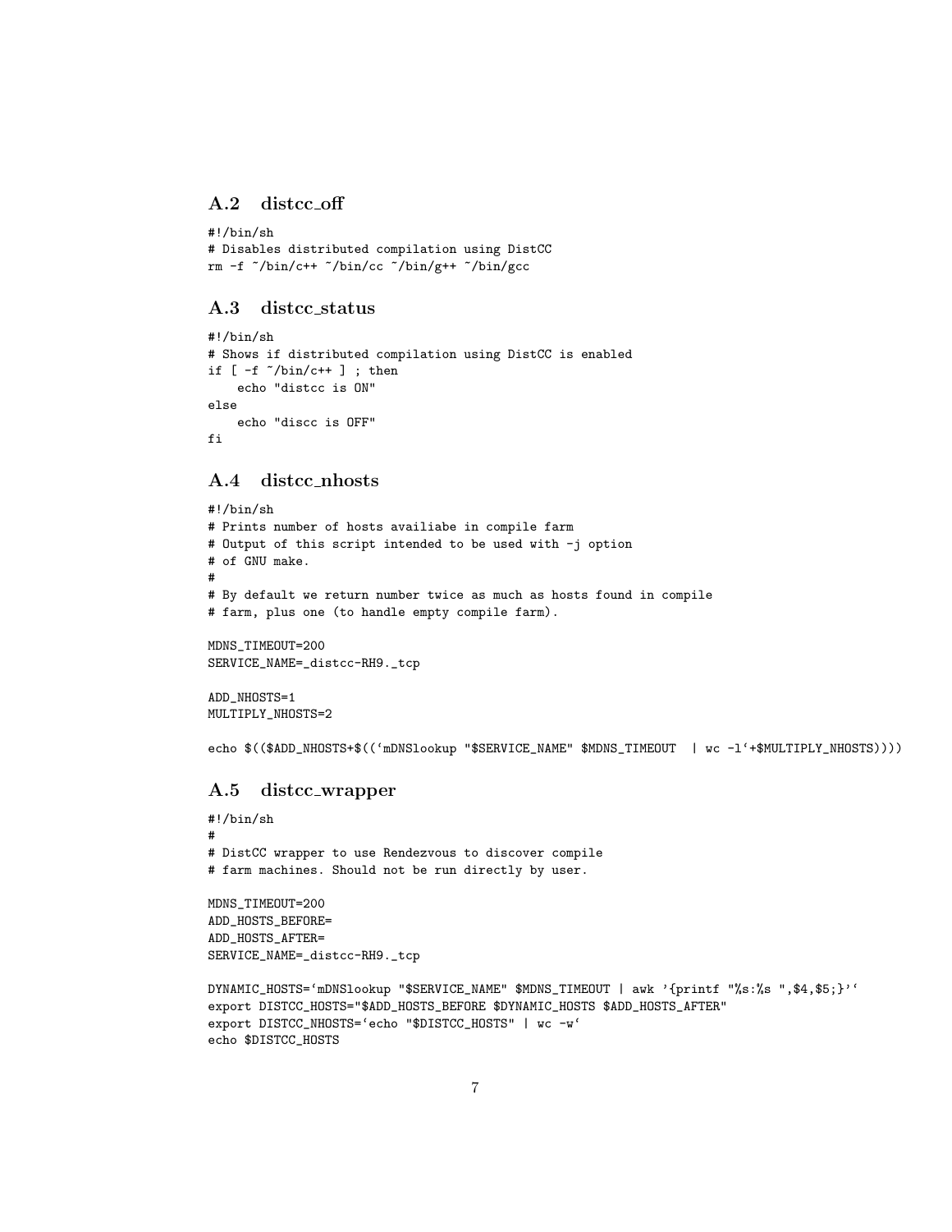## A.2 distcc_off

```
#!/bin/sh
# Disables distributed compilation using DistCC
rm -f ~/bin/c++ ~/bin/cc ~/bin/g++ ~/bin/gcc
```

## A.3 distcc_status

```
#!/bin/sh
# Shows if distributed compilation using DistCC is enabled
if [ -f ~/bin/c++ ] ; then
    echo "distcc is ON"
else
    echo "discc is OFF"
fi
```

## A.4 distcc_nhosts

```
#!/bin/sh
# Prints number of hosts availiabe in compile farm
# Output of this script intended to be used with -j option
# of GNU make.
#
# By default we return number twice as much as hosts found in compile
# farm, plus one (to handle empty compile farm).

MDNS_TIMEOUT=200
SERVICE_NAME=_distcc-RH9._tcp

ADD_NHOSTS=1
MULTIPLY_NHOSTS=2

echo $(($ADD_NHOSTS+$((`mDNSlookup "$SERVICE_NAME" $MDNS_TIMEOUT  | wc -l`+$MULTIPLY_NHOSTS))))
```

## A.5 distcc_wrapper

```
#!/bin/sh
#
# DistCC wrapper to use Rendezvous to discover compile
# farm machines. Should not be run directly by user.

MDNS_TIMEOUT=200
ADD_HOSTS_BEFORE=
ADD_HOSTS_AFTER=
SERVICE_NAME=_distcc-RH9._tcp

DYNAMIC_HOSTS=`mDNSlookup "$SERVICE_NAME" $MDNS_TIMEOUT | awk '{printf "%s:%s ",$4,$5;}'`
export DISTCC_HOSTS="$ADD_HOSTS_BEFORE $DYNAMIC_HOSTS $ADD_HOSTS_AFTER"
export DISTCC_NHOSTS=`echo "$DISTCC_HOSTS" | wc -w`
echo $DISTCC_HOSTS
```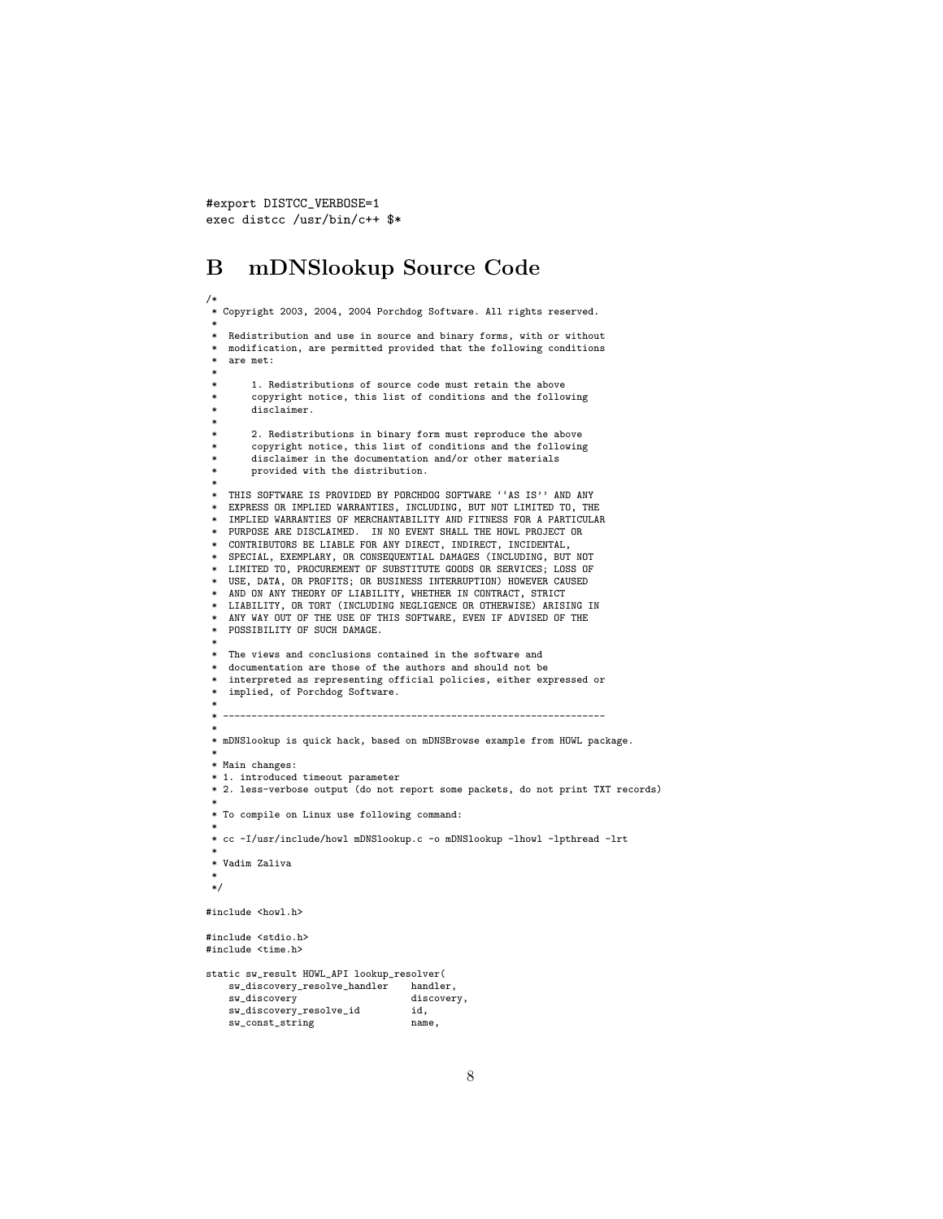```
#export DISTCC_VERBOSE=1
exec distcc /usr/bin/c++ $*
```

## B mDNSlookup Source Code

```
/*
 * Copyright 2003, 2004, 2004 Porchdog Software. All rights reserved.
 *
 *  Redistribution and use in source and binary forms, with or without
 *  modification, are permitted provided that the following conditions
 *  are met:
 *
 *      1. Redistributions of source code must retain the above
 *      copyright notice, this list of conditions and the following
 *      disclaimer.
 *
 *      2. Redistributions in binary form must reproduce the above
 *      copyright notice, this list of conditions and the following
 *      disclaimer in the documentation and/or other materials
 *      provided with the distribution.
 *
 *  THIS SOFTWARE IS PROVIDED BY PORCHDOG SOFTWARE ``AS IS'' AND ANY
 *  EXPRESS OR IMPLIED WARRANTIES, INCLUDING, BUT NOT LIMITED TO, THE
 *  IMPLIED WARRANTIES OF MERCHANTABILITY AND FITNESS FOR A PARTICULAR
 *  PURPOSE ARE DISCLAIMED.  IN NO EVENT SHALL THE HOWL PROJECT OR
 *  CONTRIBUTORS BE LIABLE FOR ANY DIRECT, INDIRECT, INCIDENTAL,
 *  SPECIAL, EXEMPLARY, OR CONSEQUENTIAL DAMAGES (INCLUDING, BUT NOT
 *  LIMITED TO, PROCUREMENT OF SUBSTITUTE GOODS OR SERVICES; LOSS OF
 *  USE, DATA, OR PROFITS; OR BUSINESS INTERRUPTION) HOWEVER CAUSED
 *  AND ON ANY THEORY OF LIABILITY, WHETHER IN CONTRACT, STRICT
 *  LIABILITY, OR TORT (INCLUDING NEGLIGENCE OR OTHERWISE) ARISING IN
 *  ANY WAY OUT OF THE USE OF THIS SOFTWARE, EVEN IF ADVISED OF THE
 *  POSSIBILITY OF SUCH DAMAGE.
 *
 *  The views and conclusions contained in the software and
 *  documentation are those of the authors and should not be
 *  interpreted as representing official policies, either expressed or
 *  implied, of Porchdog Software.
 *
 * -------------------------------------------------------------------
 *
 * mDNSlookup is quick hack, based on mDNSBrowse example from HOWL package.
 *
 * Main changes:
 * 1. introduced timeout parameter
 * 2. less-verbose output (do not report some packets, do not print TXT records)
 *
 * To compile on Linux use following command:
 *
 * cc -I/usr/include/howl mDNSlookup.c -o mDNSlookup -lhowl -lpthread -lrt
 *
 * Vadim Zaliva
 *
 */

#include <howl.h>

#include <stdio.h>
#include <time.h>

static sw_result HOWL_API lookup_resolver(
    sw_discovery_resolve_handler    handler,
    sw_discovery                    discovery,
    sw_discovery_resolve_id         id,
    sw_const_string                 name,
```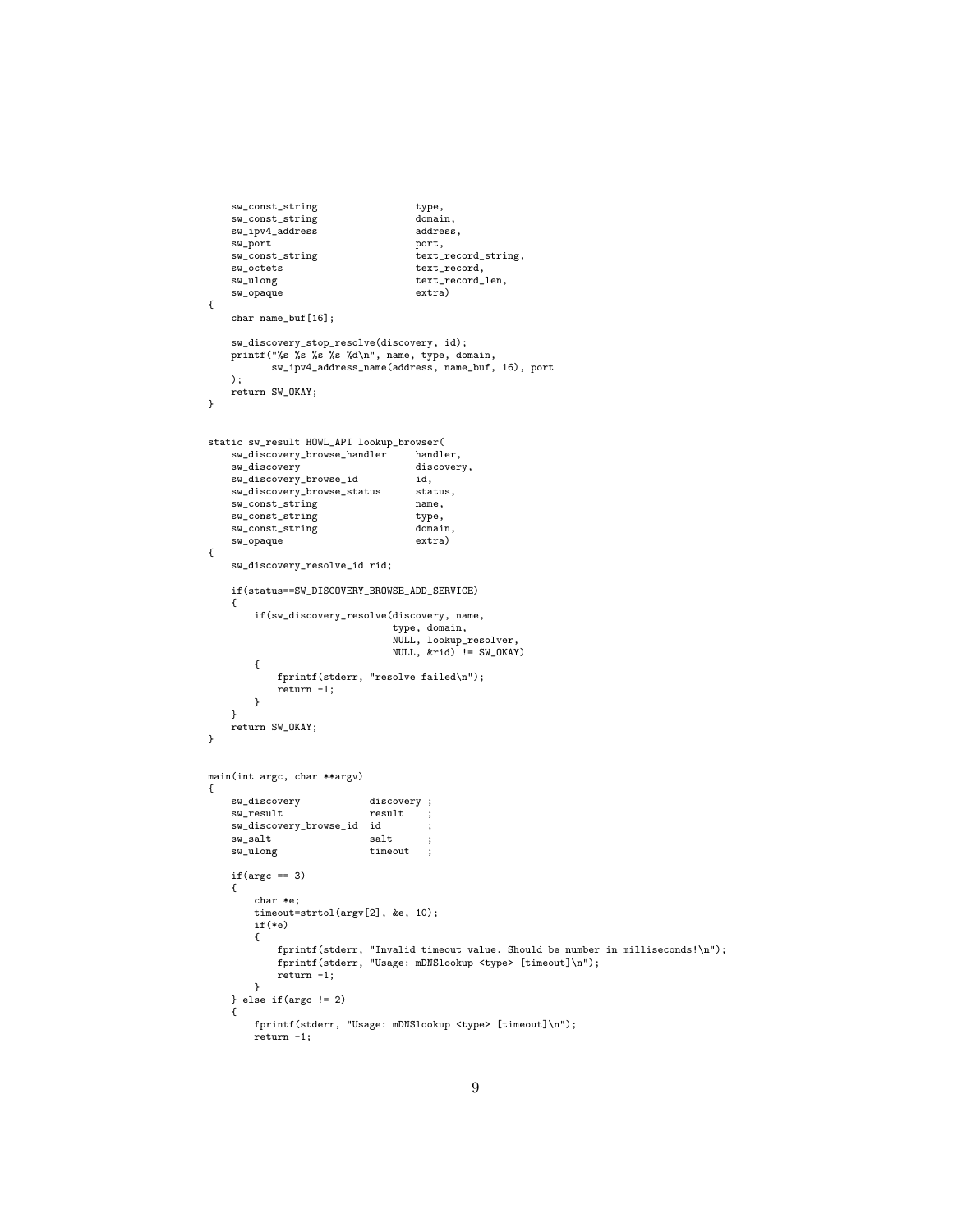```
    sw_const_string                 type,
    sw_const_string                 domain,
    sw_ipv4_address                 address,
    sw_port                         port,
    sw_const_string                 text_record_string,
    sw_octets                       text_record,
    sw_ulong                        text_record_len,
    sw_opaque                       extra)
{
    char name_buf[16];

    sw_discovery_stop_resolve(discovery, id);
    printf("%s %s %s %s %d\n", name, type, domain,
          sw_ipv4_address_name(address, name_buf, 16), port
    );
    return SW_OKAY;
}


static sw_result HOWL_API lookup_browser(
    sw_discovery_browse_handler     handler,
    sw_discovery                    discovery,
    sw_discovery_browse_id          id,
    sw_discovery_browse_status      status,
    sw_const_string                 name,
    sw_const_string                 type,
    sw_const_string                 domain,
    sw_opaque                       extra)
{
    sw_discovery_resolve_id rid;

    if(status==SW_DISCOVERY_BROWSE_ADD_SERVICE)
    {
        if(sw_discovery_resolve(discovery, name,
                               type, domain,
                               NULL, lookup_resolver,
                               NULL, &rid) != SW_OKAY)
        {
            fprintf(stderr, "resolve failed\n");
            return -1;
        }
    }
    return SW_OKAY;
}


main(int argc, char **argv)
{
    sw_discovery            discovery ;
    sw_result               result    ;
    sw_discovery_browse_id  id        ;
    sw_salt                 salt      ;
    sw_ulong                timeout   ;

    if(argc == 3)
    {
        char *e;
        timeout=strtol(argv[2], &e, 10);
        if(*e)
        {
            fprintf(stderr, "Invalid timeout value. Should be number in milliseconds!\n");
            fprintf(stderr, "Usage: mDNSlookup <type> [timeout]\n");
            return -1;
        }
    } else if(argc != 2)
    {
        fprintf(stderr, "Usage: mDNSlookup <type> [timeout]\n");
        return -1;
```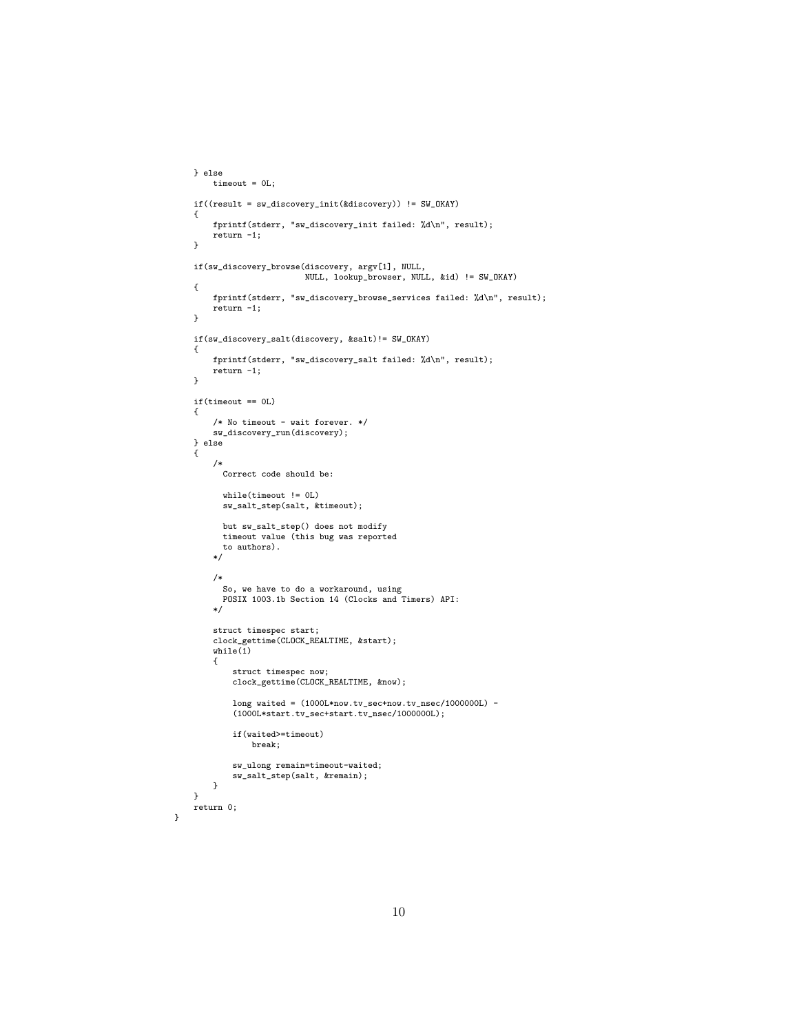```
    } else
        timeout = 0L;

    if((result = sw_discovery_init(&discovery)) != SW_OKAY)
    {
        fprintf(stderr, "sw_discovery_init failed: %d\n", result);
        return -1;
    }

    if(sw_discovery_browse(discovery, argv[1], NULL,
                           NULL, lookup_browser, NULL, &id) != SW_OKAY)
    {
        fprintf(stderr, "sw_discovery_browse_services failed: %d\n", result);
        return -1;
    }

    if(sw_discovery_salt(discovery, &salt)!= SW_OKAY)
    {
        fprintf(stderr, "sw_discovery_salt failed: %d\n", result);
        return -1;
    }

    if(timeout == 0L)
    {
        /* No timeout - wait forever. */
        sw_discovery_run(discovery);
    } else
    {
        /*
          Correct code should be:

          while(timeout != 0L)
          sw_salt_step(salt, &timeout);

          but sw_salt_step() does not modify
          timeout value (this bug was reported
          to authors).
        */

        /*
          So, we have to do a workaround, using
          POSIX 1003.1b Section 14 (Clocks and Timers) API:
        */

        struct timespec start;
        clock_gettime(CLOCK_REALTIME, &start);
        while(1)
        {
            struct timespec now;
            clock_gettime(CLOCK_REALTIME, &now);

            long waited = (1000L*now.tv_sec+now.tv_nsec/1000000L) -
            (1000L*start.tv_sec+start.tv_nsec/1000000L);

            if(waited>=timeout)
                break;

            sw_ulong remain=timeout-waited;
            sw_salt_step(salt, &remain);
        }
    }
    return 0;
}
```